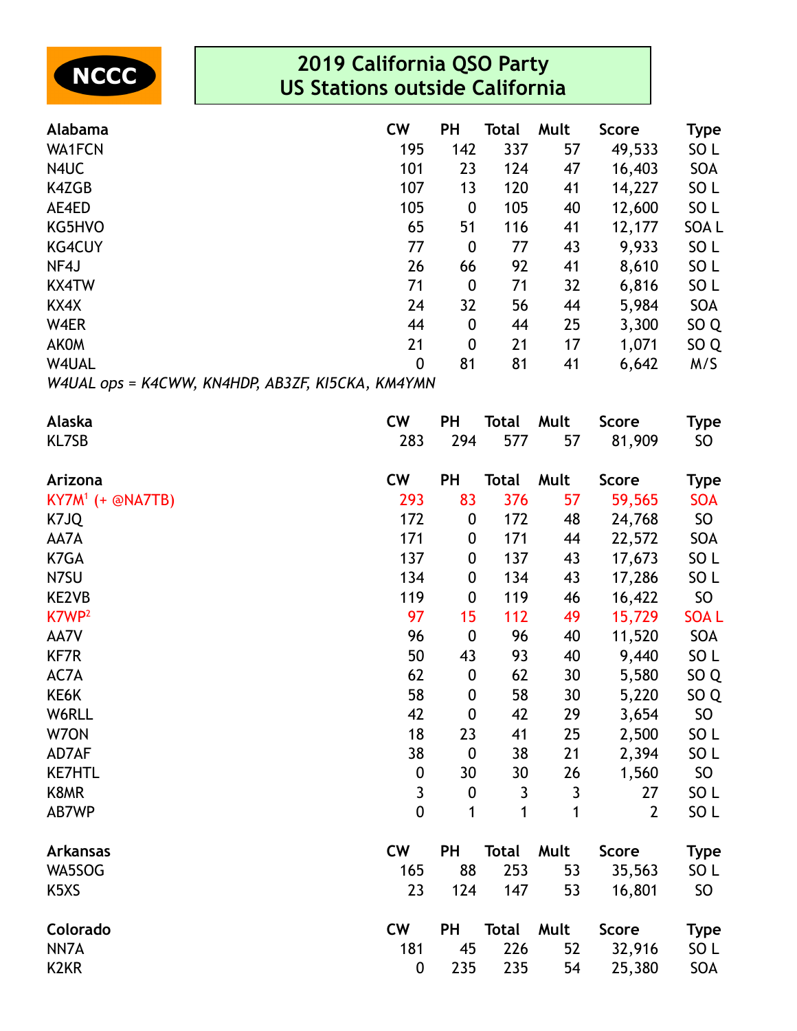NCCC

# 2019 California QSO Party
## US Stations outside California

| Alabama | CW | PH | Total | Mult | Score | Type |
|---|---|---|---|---|---|---|
| WA1FCN | 195 | 142 | 337 | 57 | 49,533 | SO L |
| N4UC | 101 | 23 | 124 | 47 | 16,403 | SOA |
| K4ZGB | 107 | 13 | 120 | 41 | 14,227 | SO L |
| AE4ED | 105 | 0 | 105 | 40 | 12,600 | SO L |
| KG5HVO | 65 | 51 | 116 | 41 | 12,177 | SOA L |
| KG4CUY | 77 | 0 | 77 | 43 | 9,933 | SO L |
| NF4J | 26 | 66 | 92 | 41 | 8,610 | SO L |
| KX4TW | 71 | 0 | 71 | 32 | 6,816 | SO L |
| KX4X | 24 | 32 | 56 | 44 | 5,984 | SOA |
| W4ER | 44 | 0 | 44 | 25 | 3,300 | SO Q |
| AK0M | 21 | 0 | 21 | 17 | 1,071 | SO Q |
| W4UAL | 0 | 81 | 81 | 41 | 6,642 | M/S |

*W4UAL ops = K4CWW, KN4HDP, AB3ZF, KI5CKA, KM4YMN*

| Alaska | CW | PH | Total | Mult | Score | Type |
|---|---|---|---|---|---|---|
| KL7SB | 283 | 294 | 577 | 57 | 81,909 | SO |

| Arizona | CW | PH | Total | Mult | Score | Type |
|---|---|---|---|---|---|---|
| KY7M[1] (+ @NA7TB) | 293 | 83 | 376 | 57 | 59,565 | SOA |
| K7JQ | 172 | 0 | 172 | 48 | 24,768 | SO |
| AA7A | 171 | 0 | 171 | 44 | 22,572 | SOA |
| K7GA | 137 | 0 | 137 | 43 | 17,673 | SO L |
| N7SU | 134 | 0 | 134 | 43 | 17,286 | SO L |
| KE2VB | 119 | 0 | 119 | 46 | 16,422 | SO |
| K7WP[2] | 97 | 15 | 112 | 49 | 15,729 | SOA L |
| AA7V | 96 | 0 | 96 | 40 | 11,520 | SOA |
| KF7R | 50 | 43 | 93 | 40 | 9,440 | SO L |
| AC7A | 62 | 0 | 62 | 30 | 5,580 | SO Q |
| KE6K | 58 | 0 | 58 | 30 | 5,220 | SO Q |
| W6RLL | 42 | 0 | 42 | 29 | 3,654 | SO |
| W7ON | 18 | 23 | 41 | 25 | 2,500 | SO L |
| AD7AF | 38 | 0 | 38 | 21 | 2,394 | SO L |
| KE7HTL | 0 | 30 | 30 | 26 | 1,560 | SO |
| K8MR | 3 | 0 | 3 | 3 | 27 | SO L |
| AB7WP | 0 | 1 | 1 | 1 | 2 | SO L |

| Arkansas | CW | PH | Total | Mult | Score | Type |
|---|---|---|---|---|---|---|
| WA5SOG | 165 | 88 | 253 | 53 | 35,563 | SO L |
| K5XS | 23 | 124 | 147 | 53 | 16,801 | SO |

| Colorado | CW | PH | Total | Mult | Score | Type |
|---|---|---|---|---|---|---|
| NN7A | 181 | 45 | 226 | 52 | 32,916 | SO L |
| K2KR | 0 | 235 | 235 | 54 | 25,380 | SOA |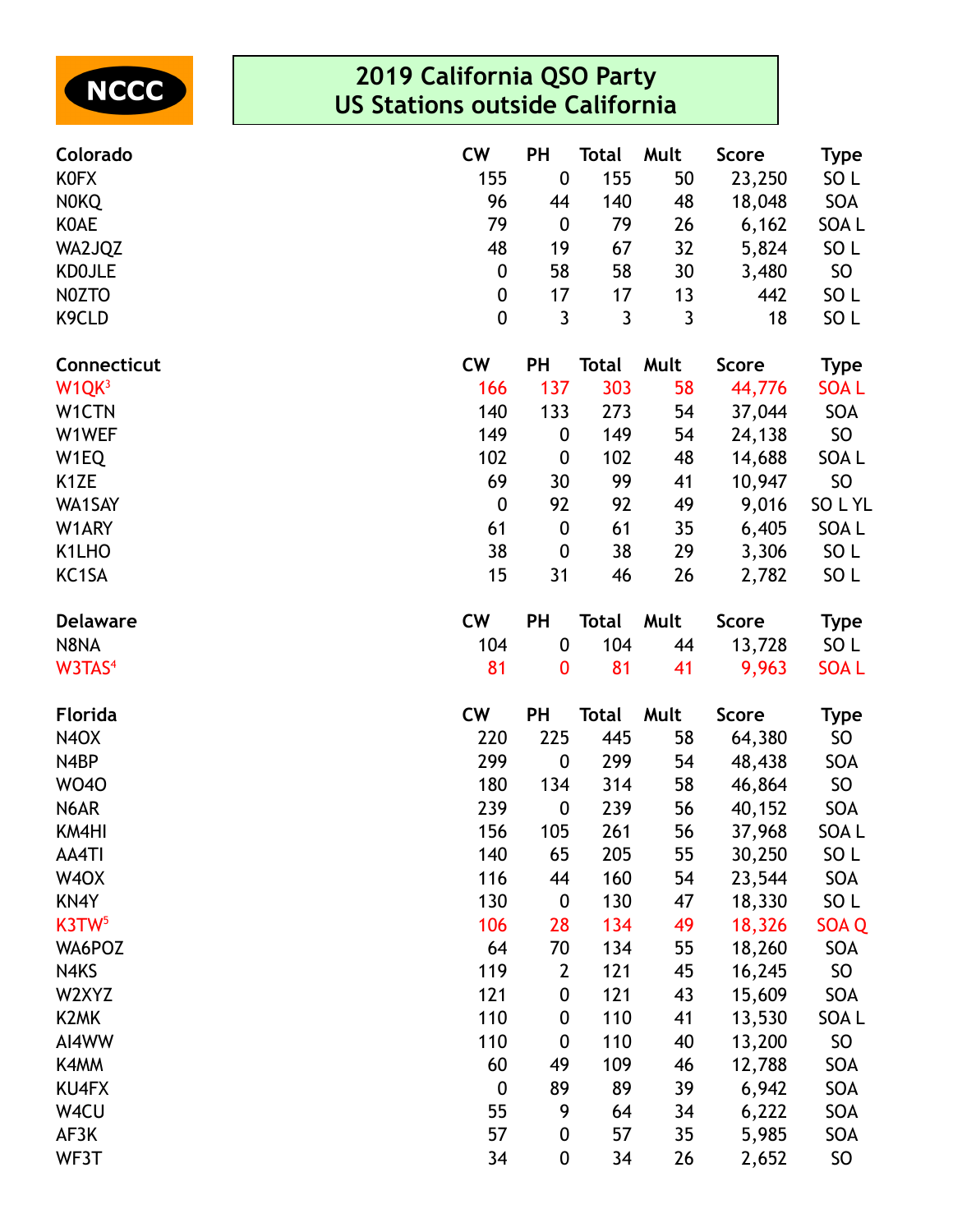NCCC

# 2019 California QSO Party
## US Stations outside California

| Colorado | CW | PH | Total | Mult | Score | Type |
|---|---|---|---|---|---|---|
| K0FX | 155 | 0 | 155 | 50 | 23,250 | SO L |
| N0KQ | 96 | 44 | 140 | 48 | 18,048 | SOA |
| K0AE | 79 | 0 | 79 | 26 | 6,162 | SOA L |
| WA2JQZ | 48 | 19 | 67 | 32 | 5,824 | SO L |
| KD0JLE | 0 | 58 | 58 | 30 | 3,480 | SO |
| N0ZTO | 0 | 17 | 17 | 13 | 442 | SO L |
| K9CLD | 0 | 3 | 3 | 3 | 18 | SO L |

| Connecticut | CW | PH | Total | Mult | Score | Type |
|---|---|---|---|---|---|---|
| W1QK[3] | 166 | 137 | 303 | 58 | 44,776 | SOA L |
| W1CTN | 140 | 133 | 273 | 54 | 37,044 | SOA |
| W1WEF | 149 | 0 | 149 | 54 | 24,138 | SO |
| W1EQ | 102 | 0 | 102 | 48 | 14,688 | SOA L |
| K1ZE | 69 | 30 | 99 | 41 | 10,947 | SO |
| WA1SAY | 0 | 92 | 92 | 49 | 9,016 | SO L YL |
| W1ARY | 61 | 0 | 61 | 35 | 6,405 | SOA L |
| K1LHO | 38 | 0 | 38 | 29 | 3,306 | SO L |
| KC1SA | 15 | 31 | 46 | 26 | 2,782 | SO L |

| Delaware | CW | PH | Total | Mult | Score | Type |
|---|---|---|---|---|---|---|
| N8NA | 104 | 0 | 104 | 44 | 13,728 | SO L |
| W3TAS[4] | 81 | 0 | 81 | 41 | 9,963 | SOA L |

| Florida | CW | PH | Total | Mult | Score | Type |
|---|---|---|---|---|---|---|
| N4OX | 220 | 225 | 445 | 58 | 64,380 | SO |
| N4BP | 299 | 0 | 299 | 54 | 48,438 | SOA |
| WO4O | 180 | 134 | 314 | 58 | 46,864 | SO |
| N6AR | 239 | 0 | 239 | 56 | 40,152 | SOA |
| KM4HI | 156 | 105 | 261 | 56 | 37,968 | SOA L |
| AA4TI | 140 | 65 | 205 | 55 | 30,250 | SO L |
| W4OX | 116 | 44 | 160 | 54 | 23,544 | SOA |
| KN4Y | 130 | 0 | 130 | 47 | 18,330 | SO L |
| K3TW[5] | 106 | 28 | 134 | 49 | 18,326 | SOA Q |
| WA6POZ | 64 | 70 | 134 | 55 | 18,260 | SOA |
| N4KS | 119 | 2 | 121 | 45 | 16,245 | SO |
| W2XYZ | 121 | 0 | 121 | 43 | 15,609 | SOA |
| K2MK | 110 | 0 | 110 | 41 | 13,530 | SOA L |
| AI4WW | 110 | 0 | 110 | 40 | 13,200 | SO |
| K4MM | 60 | 49 | 109 | 46 | 12,788 | SOA |
| KU4FX | 0 | 89 | 89 | 39 | 6,942 | SOA |
| W4CU | 55 | 9 | 64 | 34 | 6,222 | SOA |
| AF3K | 57 | 0 | 57 | 35 | 5,985 | SOA |
| WF3T | 34 | 0 | 34 | 26 | 2,652 | SO |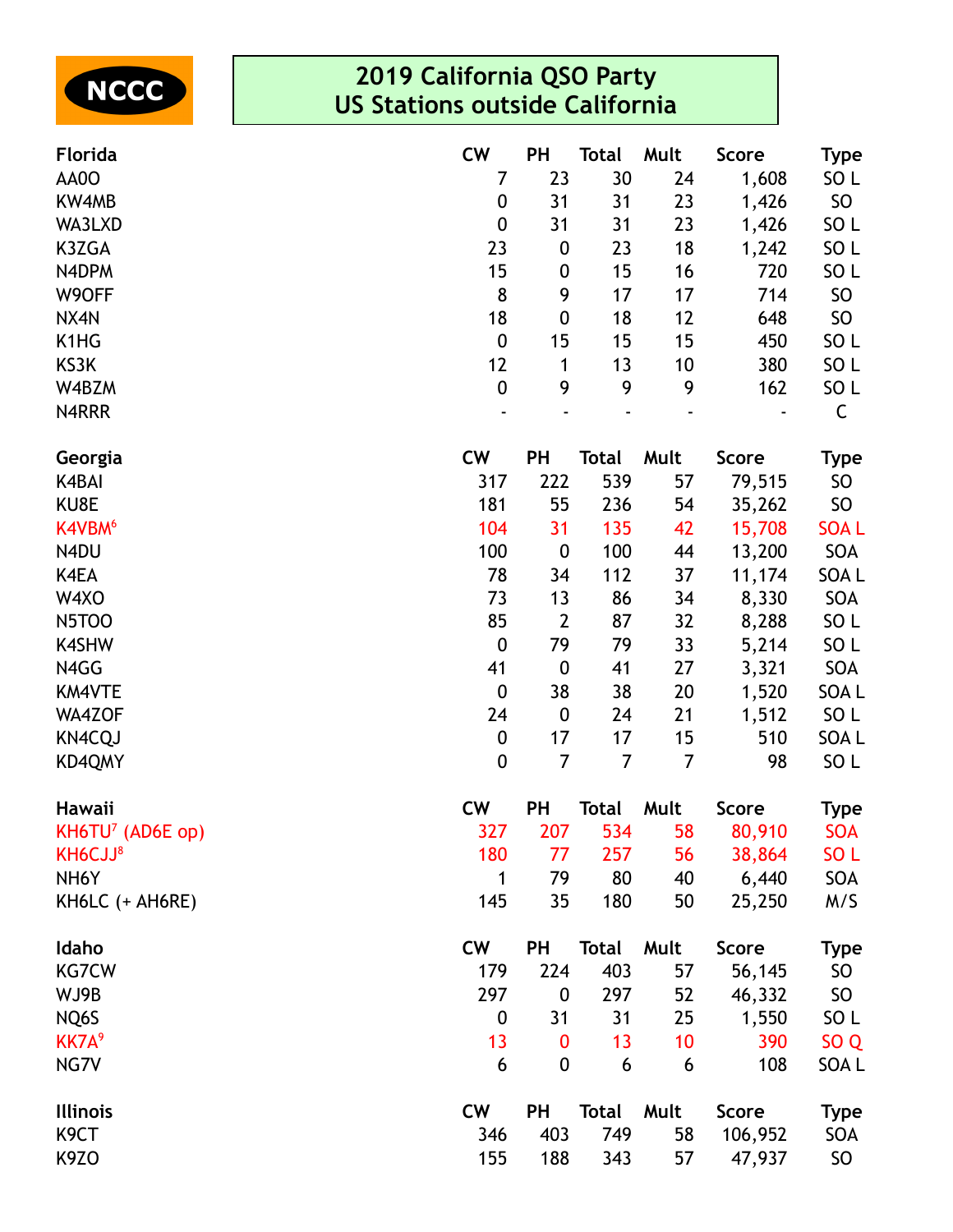NCCC

# 2019 California QSO Party
## US Stations outside California

| Florida | CW | PH | Total | Mult | Score | Type |
|---|---|---|---|---|---|---|
| AA0O | 7 | 23 | 30 | 24 | 1,608 | SO L |
| KW4MB | 0 | 31 | 31 | 23 | 1,426 | SO |
| WA3LXD | 0 | 31 | 31 | 23 | 1,426 | SO L |
| K3ZGA | 23 | 0 | 23 | 18 | 1,242 | SO L |
| N4DPM | 15 | 0 | 15 | 16 | 720 | SO L |
| W9OFF | 8 | 9 | 17 | 17 | 714 | SO |
| NX4N | 18 | 0 | 18 | 12 | 648 | SO |
| K1HG | 0 | 15 | 15 | 15 | 450 | SO L |
| KS3K | 12 | 1 | 13 | 10 | 380 | SO L |
| W4BZM | 0 | 9 | 9 | 9 | 162 | SO L |
| N4RRR | - | - | - | - | - | C |

| Georgia | CW | PH | Total | Mult | Score | Type |
|---|---|---|---|---|---|---|
| K4BAI | 317 | 222 | 539 | 57 | 79,515 | SO |
| KU8E | 181 | 55 | 236 | 54 | 35,262 | SO |
| K4VBM[6] | 104 | 31 | 135 | 42 | 15,708 | SOA L |
| N4DU | 100 | 0 | 100 | 44 | 13,200 | SOA |
| K4EA | 78 | 34 | 112 | 37 | 11,174 | SOA L |
| W4XO | 73 | 13 | 86 | 34 | 8,330 | SOA |
| N5TOO | 85 | 2 | 87 | 32 | 8,288 | SO L |
| K4SHW | 0 | 79 | 79 | 33 | 5,214 | SO L |
| N4GG | 41 | 0 | 41 | 27 | 3,321 | SOA |
| KM4VTE | 0 | 38 | 38 | 20 | 1,520 | SOA L |
| WA4ZOF | 24 | 0 | 24 | 21 | 1,512 | SO L |
| KN4CQJ | 0 | 17 | 17 | 15 | 510 | SOA L |
| KD4QMY | 0 | 7 | 7 | 7 | 98 | SO L |

| Hawaii | CW | PH | Total | Mult | Score | Type |
|---|---|---|---|---|---|---|
| KH6TU[7] (AD6E op) | 327 | 207 | 534 | 58 | 80,910 | SOA |
| KH6CJJ[8] | 180 | 77 | 257 | 56 | 38,864 | SO L |
| NH6Y | 1 | 79 | 80 | 40 | 6,440 | SOA |
| KH6LC (+ AH6RE) | 145 | 35 | 180 | 50 | 25,250 | M/S |

| Idaho | CW | PH | Total | Mult | Score | Type |
|---|---|---|---|---|---|---|
| KG7CW | 179 | 224 | 403 | 57 | 56,145 | SO |
| WJ9B | 297 | 0 | 297 | 52 | 46,332 | SO |
| NQ6S | 0 | 31 | 31 | 25 | 1,550 | SO L |
| KK7A[9] | 13 | 0 | 13 | 10 | 390 | SO Q |
| NG7V | 6 | 0 | 6 | 6 | 108 | SOA L |

| Illinois | CW | PH | Total | Mult | Score | Type |
|---|---|---|---|---|---|---|
| K9CT | 346 | 403 | 749 | 58 | 106,952 | SOA |
| K9ZO | 155 | 188 | 343 | 57 | 47,937 | SO |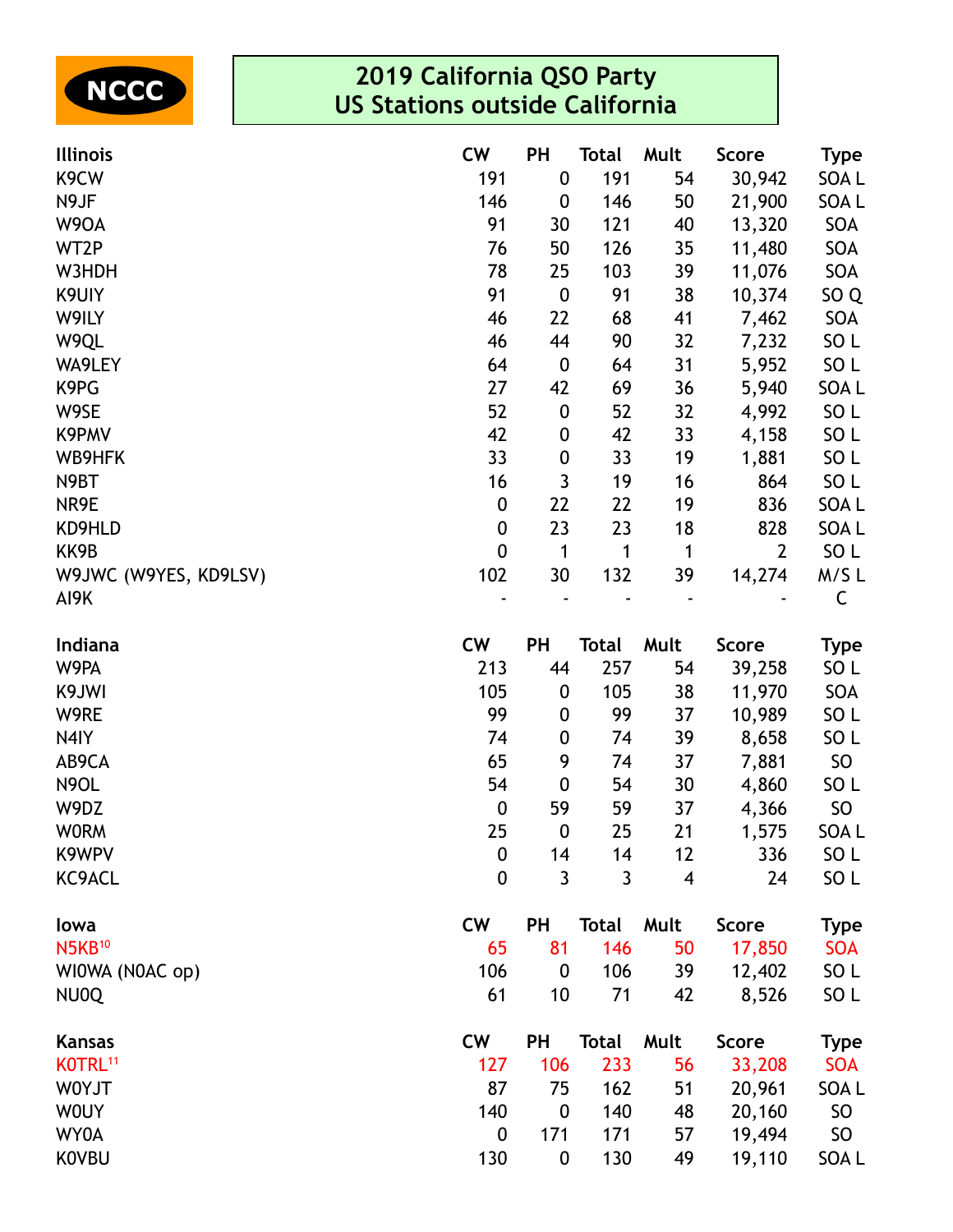NCCC

# 2019 California QSO Party
## US Stations outside California

| Illinois | CW | PH | Total | Mult | Score | Type |
|---|---|---|---|---|---|---|
| K9CW | 191 | 0 | 191 | 54 | 30,942 | SOA L |
| N9JF | 146 | 0 | 146 | 50 | 21,900 | SOA L |
| W9OA | 91 | 30 | 121 | 40 | 13,320 | SOA |
| WT2P | 76 | 50 | 126 | 35 | 11,480 | SOA |
| W3HDH | 78 | 25 | 103 | 39 | 11,076 | SOA |
| K9UIY | 91 | 0 | 91 | 38 | 10,374 | SO Q |
| W9ILY | 46 | 22 | 68 | 41 | 7,462 | SOA |
| W9QL | 46 | 44 | 90 | 32 | 7,232 | SO L |
| WA9LEY | 64 | 0 | 64 | 31 | 5,952 | SO L |
| K9PG | 27 | 42 | 69 | 36 | 5,940 | SOA L |
| W9SE | 52 | 0 | 52 | 32 | 4,992 | SO L |
| K9PMV | 42 | 0 | 42 | 33 | 4,158 | SO L |
| WB9HFK | 33 | 0 | 33 | 19 | 1,881 | SO L |
| N9BT | 16 | 3 | 19 | 16 | 864 | SO L |
| NR9E | 0 | 22 | 22 | 19 | 836 | SOA L |
| KD9HLD | 0 | 23 | 23 | 18 | 828 | SOA L |
| KK9B | 0 | 1 | 1 | 1 | 2 | SO L |
| W9JWC (W9YES, KD9LSV) | 102 | 30 | 132 | 39 | 14,274 | M/S L |
| AI9K | - | - | - | - | - | C |

| Indiana | CW | PH | Total | Mult | Score | Type |
|---|---|---|---|---|---|---|
| W9PA | 213 | 44 | 257 | 54 | 39,258 | SO L |
| K9JWI | 105 | 0 | 105 | 38 | 11,970 | SOA |
| W9RE | 99 | 0 | 99 | 37 | 10,989 | SO L |
| N4IY | 74 | 0 | 74 | 39 | 8,658 | SO L |
| AB9CA | 65 | 9 | 74 | 37 | 7,881 | SO |
| N9OL | 54 | 0 | 54 | 30 | 4,860 | SO L |
| W9DZ | 0 | 59 | 59 | 37 | 4,366 | SO |
| W0RM | 25 | 0 | 25 | 21 | 1,575 | SOA L |
| K9WPV | 0 | 14 | 14 | 12 | 336 | SO L |
| KC9ACL | 0 | 3 | 3 | 4 | 24 | SO L |

| Iowa | CW | PH | Total | Mult | Score | Type |
|---|---|---|---|---|---|---|
| N5KB[10] | 65 | 81 | 146 | 50 | 17,850 | SOA |
| WI0WA (N0AC op) | 106 | 0 | 106 | 39 | 12,402 | SO L |
| NU0Q | 61 | 10 | 71 | 42 | 8,526 | SO L |

| Kansas | CW | PH | Total | Mult | Score | Type |
|---|---|---|---|---|---|---|
| K0TRL[11] | 127 | 106 | 233 | 56 | 33,208 | SOA |
| W0YJT | 87 | 75 | 162 | 51 | 20,961 | SOA L |
| W0UY | 140 | 0 | 140 | 48 | 20,160 | SO |
| WY0A | 0 | 171 | 171 | 57 | 19,494 | SO |
| K0VBU | 130 | 0 | 130 | 49 | 19,110 | SOA L |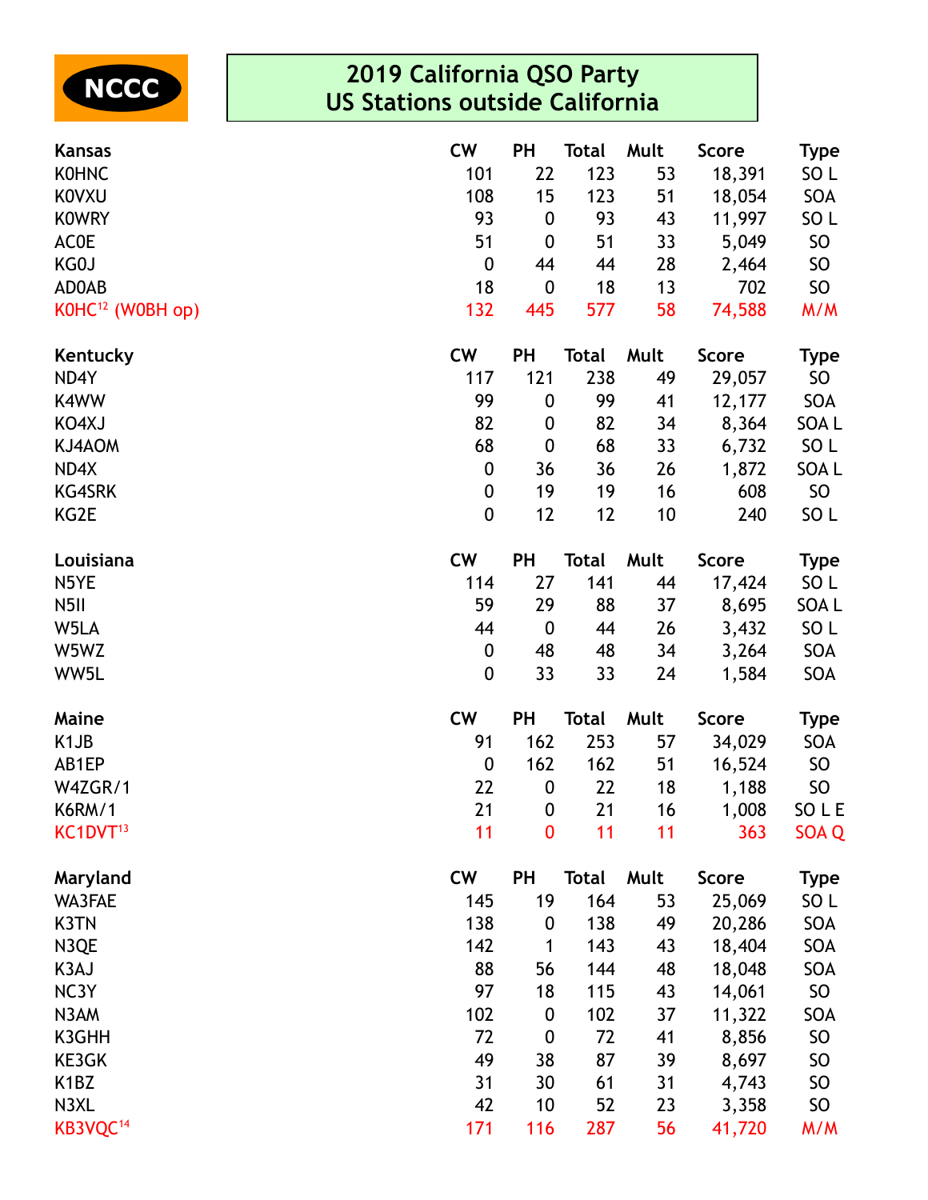NCCC

# 2019 California QSO Party
## US Stations outside California

| Kansas | CW | PH | Total | Mult | Score | Type |
|---|---|---|---|---|---|---|
| K0HNC | 101 | 22 | 123 | 53 | 18,391 | SO L |
| K0VXU | 108 | 15 | 123 | 51 | 18,054 | SOA |
| K0WRY | 93 | 0 | 93 | 43 | 11,997 | SO L |
| AC0E | 51 | 0 | 51 | 33 | 5,049 | SO |
| KG0J | 0 | 44 | 44 | 28 | 2,464 | SO |
| AD0AB | 18 | 0 | 18 | 13 | 702 | SO |
| K0HC[12] (W0BH op) | 132 | 445 | 577 | 58 | 74,588 | M/M |

| Kentucky | CW | PH | Total | Mult | Score | Type |
|---|---|---|---|---|---|---|
| ND4Y | 117 | 121 | 238 | 49 | 29,057 | SO |
| K4WW | 99 | 0 | 99 | 41 | 12,177 | SOA |
| KO4XJ | 82 | 0 | 82 | 34 | 8,364 | SOA L |
| KJ4AOM | 68 | 0 | 68 | 33 | 6,732 | SO L |
| ND4X | 0 | 36 | 36 | 26 | 1,872 | SOA L |
| KG4SRK | 0 | 19 | 19 | 16 | 608 | SO |
| KG2E | 0 | 12 | 12 | 10 | 240 | SO L |

| Louisiana | CW | PH | Total | Mult | Score | Type |
|---|---|---|---|---|---|---|
| N5YE | 114 | 27 | 141 | 44 | 17,424 | SO L |
| N5II | 59 | 29 | 88 | 37 | 8,695 | SOA L |
| W5LA | 44 | 0 | 44 | 26 | 3,432 | SO L |
| W5WZ | 0 | 48 | 48 | 34 | 3,264 | SOA |
| WW5L | 0 | 33 | 33 | 24 | 1,584 | SOA |

| Maine | CW | PH | Total | Mult | Score | Type |
|---|---|---|---|---|---|---|
| K1JB | 91 | 162 | 253 | 57 | 34,029 | SOA |
| AB1EP | 0 | 162 | 162 | 51 | 16,524 | SO |
| W4ZGR/1 | 22 | 0 | 22 | 18 | 1,188 | SO |
| K6RM/1 | 21 | 0 | 21 | 16 | 1,008 | SO L E |
| KC1DVT[13] | 11 | 0 | 11 | 11 | 363 | SOA Q |

| Maryland | CW | PH | Total | Mult | Score | Type |
|---|---|---|---|---|---|---|
| WA3FAE | 145 | 19 | 164 | 53 | 25,069 | SO L |
| K3TN | 138 | 0 | 138 | 49 | 20,286 | SOA |
| N3QE | 142 | 1 | 143 | 43 | 18,404 | SOA |
| K3AJ | 88 | 56 | 144 | 48 | 18,048 | SOA |
| NC3Y | 97 | 18 | 115 | 43 | 14,061 | SO |
| N3AM | 102 | 0 | 102 | 37 | 11,322 | SOA |
| K3GHH | 72 | 0 | 72 | 41 | 8,856 | SO |
| KE3GK | 49 | 38 | 87 | 39 | 8,697 | SO |
| K1BZ | 31 | 30 | 61 | 31 | 4,743 | SO |
| N3XL | 42 | 10 | 52 | 23 | 3,358 | SO |
| KB3VQC[14] | 171 | 116 | 287 | 56 | 41,720 | M/M |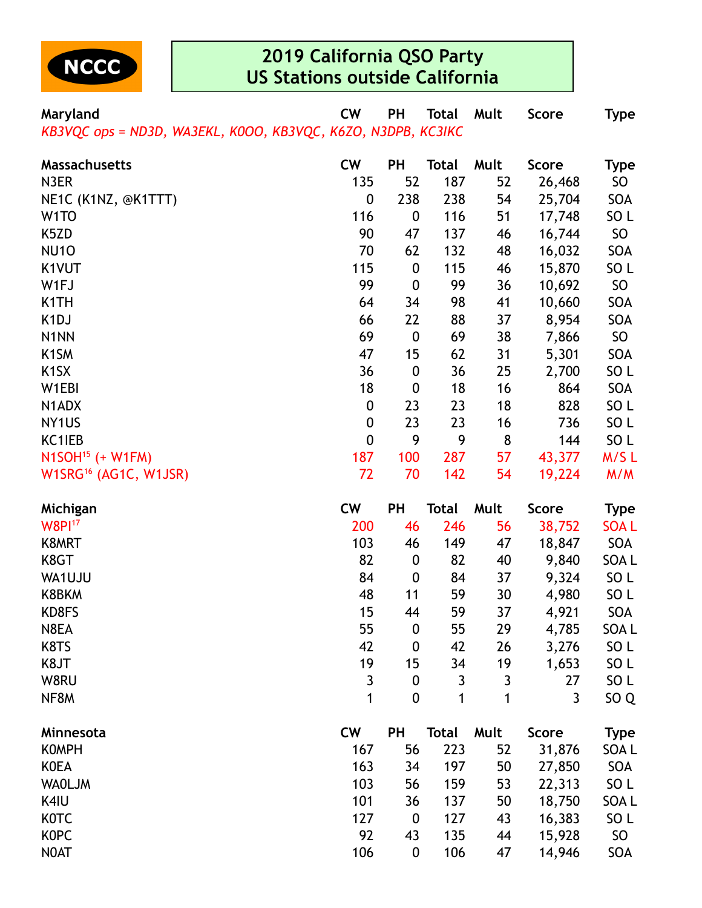NCCC

# 2019 California QSO Party
# US Stations outside California

| Maryland | CW | PH | Total | Mult | Score | Type |
|---|---|---|---|---|---|---|
| *KB3VQC ops = ND3D, WA3EKL, K0OO, KB3VQC, K6ZO, N3DPB, KC3IKC* | | | | | | |

| Massachusetts | CW | PH | Total | Mult | Score | Type |
|---|---|---|---|---|---|---|
| N3ER | 135 | 52 | 187 | 52 | 26,468 | SO |
| NE1C (K1NZ, @K1TTT) | 0 | 238 | 238 | 54 | 25,704 | SOA |
| W1TO | 116 | 0 | 116 | 51 | 17,748 | SO L |
| K5ZD | 90 | 47 | 137 | 46 | 16,744 | SO |
| NU1O | 70 | 62 | 132 | 48 | 16,032 | SOA |
| K1VUT | 115 | 0 | 115 | 46 | 15,870 | SO L |
| W1FJ | 99 | 0 | 99 | 36 | 10,692 | SO |
| K1TH | 64 | 34 | 98 | 41 | 10,660 | SOA |
| K1DJ | 66 | 22 | 88 | 37 | 8,954 | SOA |
| N1NN | 69 | 0 | 69 | 38 | 7,866 | SO |
| K1SM | 47 | 15 | 62 | 31 | 5,301 | SOA |
| K1SX | 36 | 0 | 36 | 25 | 2,700 | SO L |
| W1EBI | 18 | 0 | 18 | 16 | 864 | SOA |
| N1ADX | 0 | 23 | 23 | 18 | 828 | SO L |
| NY1US | 0 | 23 | 23 | 16 | 736 | SO L |
| KC1IEB | 0 | 9 | 9 | 8 | 144 | SO L |
| N1SOH[15] (+ W1FM) | 187 | 100 | 287 | 57 | 43,377 | M/S L |
| W1SRG[16] (AG1C, W1JSR) | 72 | 70 | 142 | 54 | 19,224 | M/M |

| Michigan | CW | PH | Total | Mult | Score | Type |
|---|---|---|---|---|---|---|
| W8PI[17] | 200 | 46 | 246 | 56 | 38,752 | SOA L |
| K8MRT | 103 | 46 | 149 | 47 | 18,847 | SOA |
| K8GT | 82 | 0 | 82 | 40 | 9,840 | SOA L |
| WA1UJU | 84 | 0 | 84 | 37 | 9,324 | SO L |
| K8BKM | 48 | 11 | 59 | 30 | 4,980 | SO L |
| KD8FS | 15 | 44 | 59 | 37 | 4,921 | SOA |
| N8EA | 55 | 0 | 55 | 29 | 4,785 | SOA L |
| K8TS | 42 | 0 | 42 | 26 | 3,276 | SO L |
| K8JT | 19 | 15 | 34 | 19 | 1,653 | SO L |
| W8RU | 3 | 0 | 3 | 3 | 27 | SO L |
| NF8M | 1 | 0 | 1 | 1 | 3 | SO Q |

| Minnesota | CW | PH | Total | Mult | Score | Type |
|---|---|---|---|---|---|---|
| K0MPH | 167 | 56 | 223 | 52 | 31,876 | SOA L |
| K0EA | 163 | 34 | 197 | 50 | 27,850 | SOA |
| WA0LJM | 103 | 56 | 159 | 53 | 22,313 | SO L |
| K4IU | 101 | 36 | 137 | 50 | 18,750 | SOA L |
| K0TC | 127 | 0 | 127 | 43 | 16,383 | SO L |
| K0PC | 92 | 43 | 135 | 44 | 15,928 | SO |
| N0AT | 106 | 0 | 106 | 47 | 14,946 | SOA |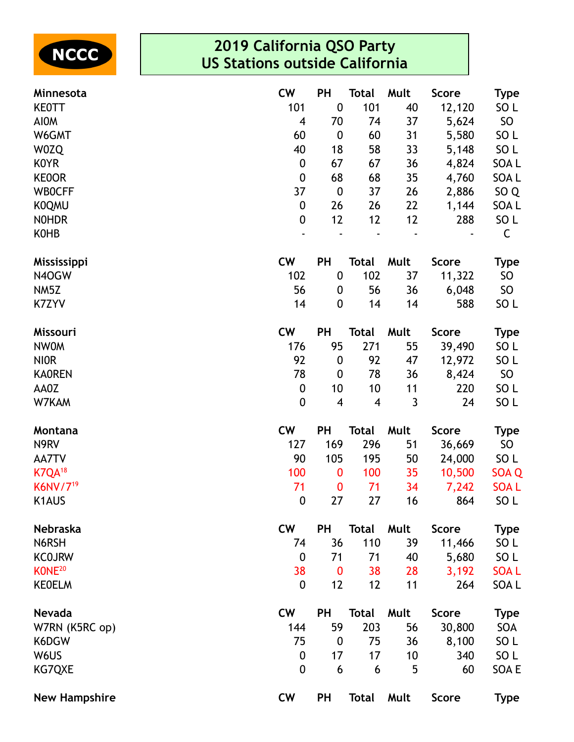NCCC

# 2019 California QSO Party
# US Stations outside California

| Minnesota | CW | PH | Total | Mult | Score | Type |
|---|---|---|---|---|---|---|
| KE0TT | 101 | 0 | 101 | 40 | 12,120 | SO L |
| AI0M | 4 | 70 | 74 | 37 | 5,624 | SO |
| W6GMT | 60 | 0 | 60 | 31 | 5,580 | SO L |
| W0ZQ | 40 | 18 | 58 | 33 | 5,148 | SO L |
| K0YR | 0 | 67 | 67 | 36 | 4,824 | SOA L |
| KE0OR | 0 | 68 | 68 | 35 | 4,760 | SOA L |
| WB0CFF | 37 | 0 | 37 | 26 | 2,886 | SO Q |
| K0QMU | 0 | 26 | 26 | 22 | 1,144 | SOA L |
| N0HDR | 0 | 12 | 12 | 12 | 288 | SO L |
| K0HB | - | - | - | - | - | C |

| Mississippi | CW | PH | Total | Mult | Score | Type |
|---|---|---|---|---|---|---|
| N4OGW | 102 | 0 | 102 | 37 | 11,322 | SO |
| NM5Z | 56 | 0 | 56 | 36 | 6,048 | SO |
| K7ZYV | 14 | 0 | 14 | 14 | 588 | SO L |

| Missouri | CW | PH | Total | Mult | Score | Type |
|---|---|---|---|---|---|---|
| NW0M | 176 | 95 | 271 | 55 | 39,490 | SO L |
| NI0R | 92 | 0 | 92 | 47 | 12,972 | SO L |
| KA0REN | 78 | 0 | 78 | 36 | 8,424 | SO |
| AA0Z | 0 | 10 | 10 | 11 | 220 | SO L |
| W7KAM | 0 | 4 | 4 | 3 | 24 | SO L |

| Montana | CW | PH | Total | Mult | Score | Type |
|---|---|---|---|---|---|---|
| N9RV | 127 | 169 | 296 | 51 | 36,669 | SO |
| AA7TV | 90 | 105 | 195 | 50 | 24,000 | SO L |
| K7QA[18] | 100 | 0 | 100 | 35 | 10,500 | SOA Q |
| K6NV/7[19] | 71 | 0 | 71 | 34 | 7,242 | SOA L |
| K1AUS | 0 | 27 | 27 | 16 | 864 | SO L |

| Nebraska | CW | PH | Total | Mult | Score | Type |
|---|---|---|---|---|---|---|
| N6RSH | 74 | 36 | 110 | 39 | 11,466 | SO L |
| KC0JRW | 0 | 71 | 71 | 40 | 5,680 | SO L |
| K0NE[20] | 38 | 0 | 38 | 28 | 3,192 | SOA L |
| KE0ELM | 0 | 12 | 12 | 11 | 264 | SOA L |

| Nevada | CW | PH | Total | Mult | Score | Type |
|---|---|---|---|---|---|---|
| W7RN (K5RC op) | 144 | 59 | 203 | 56 | 30,800 | SOA |
| K6DGW | 75 | 0 | 75 | 36 | 8,100 | SO L |
| W6US | 0 | 17 | 17 | 10 | 340 | SO L |
| KG7QXE | 0 | 6 | 6 | 5 | 60 | SOA E |

| New Hampshire | CW | PH | Total | Mult | Score | Type |
|---|---|---|---|---|---|---|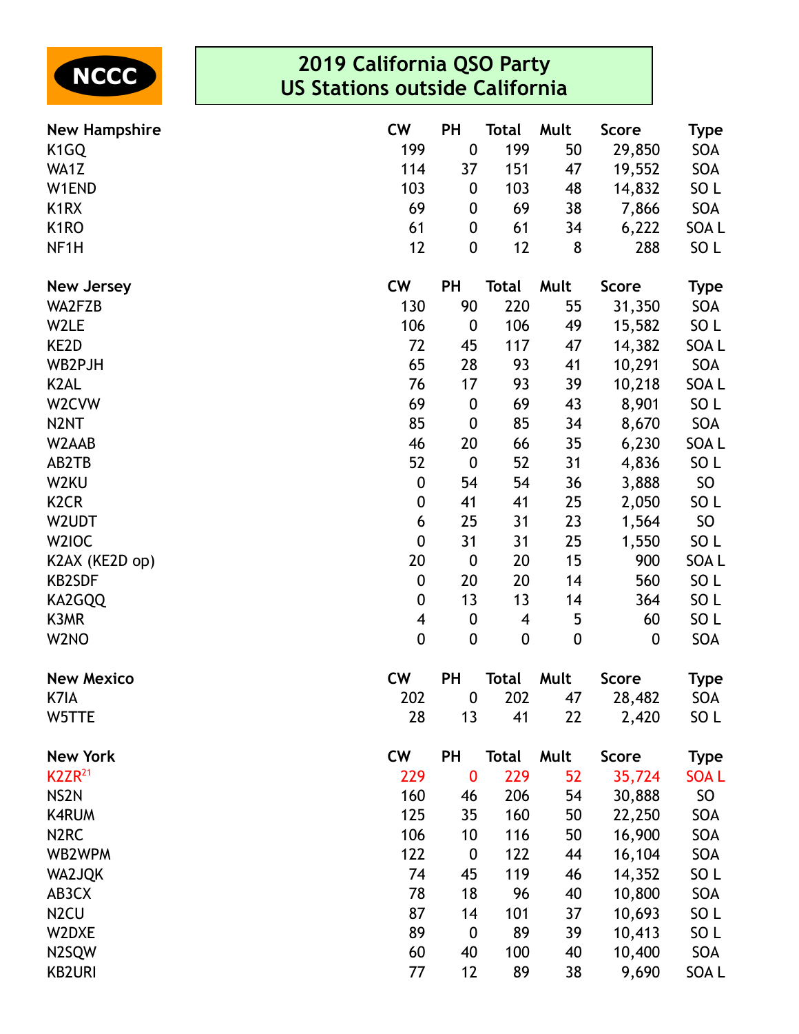NCCC

# 2019 California QSO Party
## US Stations outside California

| New Hampshire | CW | PH | Total | Mult | Score | Type |
|---|---|---|---|---|---|---|
| K1GQ | 199 | 0 | 199 | 50 | 29,850 | SOA |
| WA1Z | 114 | 37 | 151 | 47 | 19,552 | SOA |
| W1END | 103 | 0 | 103 | 48 | 14,832 | SO L |
| K1RX | 69 | 0 | 69 | 38 | 7,866 | SOA |
| K1RO | 61 | 0 | 61 | 34 | 6,222 | SOA L |
| NF1H | 12 | 0 | 12 | 8 | 288 | SO L |

| New Jersey | CW | PH | Total | Mult | Score | Type |
|---|---|---|---|---|---|---|
| WA2FZB | 130 | 90 | 220 | 55 | 31,350 | SOA |
| W2LE | 106 | 0 | 106 | 49 | 15,582 | SO L |
| KE2D | 72 | 45 | 117 | 47 | 14,382 | SOA L |
| WB2PJH | 65 | 28 | 93 | 41 | 10,291 | SOA |
| K2AL | 76 | 17 | 93 | 39 | 10,218 | SOA L |
| W2CVW | 69 | 0 | 69 | 43 | 8,901 | SO L |
| N2NT | 85 | 0 | 85 | 34 | 8,670 | SOA |
| W2AAB | 46 | 20 | 66 | 35 | 6,230 | SOA L |
| AB2TB | 52 | 0 | 52 | 31 | 4,836 | SO L |
| W2KU | 0 | 54 | 54 | 36 | 3,888 | SO |
| K2CR | 0 | 41 | 41 | 25 | 2,050 | SO L |
| W2UDT | 6 | 25 | 31 | 23 | 1,564 | SO |
| W2IOC | 0 | 31 | 31 | 25 | 1,550 | SO L |
| K2AX (KE2D op) | 20 | 0 | 20 | 15 | 900 | SOA L |
| KB2SDF | 0 | 20 | 20 | 14 | 560 | SO L |
| KA2GQQ | 0 | 13 | 13 | 14 | 364 | SO L |
| K3MR | 4 | 0 | 4 | 5 | 60 | SO L |
| W2NO | 0 | 0 | 0 | 0 | 0 | SOA |

| New Mexico | CW | PH | Total | Mult | Score | Type |
|---|---|---|---|---|---|---|
| K7IA | 202 | 0 | 202 | 47 | 28,482 | SOA |
| W5TTE | 28 | 13 | 41 | 22 | 2,420 | SO L |

| New York | CW | PH | Total | Mult | Score | Type |
|---|---|---|---|---|---|---|
| K2ZR[21] | 229 | 0 | 229 | 52 | 35,724 | SOA L |
| NS2N | 160 | 46 | 206 | 54 | 30,888 | SO |
| K4RUM | 125 | 35 | 160 | 50 | 22,250 | SOA |
| N2RC | 106 | 10 | 116 | 50 | 16,900 | SOA |
| WB2WPM | 122 | 0 | 122 | 44 | 16,104 | SOA |
| WA2JQK | 74 | 45 | 119 | 46 | 14,352 | SO L |
| AB3CX | 78 | 18 | 96 | 40 | 10,800 | SOA |
| N2CU | 87 | 14 | 101 | 37 | 10,693 | SO L |
| W2DXE | 89 | 0 | 89 | 39 | 10,413 | SO L |
| N2SQW | 60 | 40 | 100 | 40 | 10,400 | SOA |
| KB2URI | 77 | 12 | 89 | 38 | 9,690 | SOA L |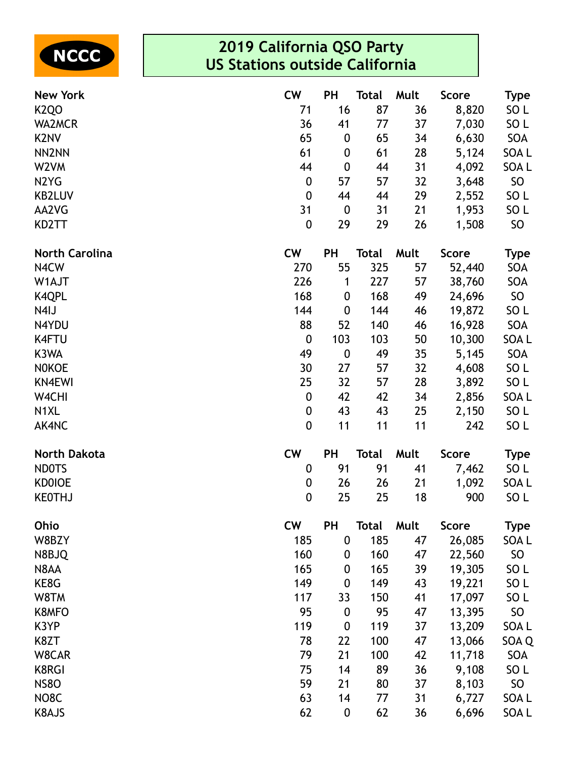NCCC

# 2019 California QSO Party
## US Stations outside California

| New York | CW | PH | Total | Mult | Score | Type |
|---|---|---|---|---|---|---|
| K2QO | 71 | 16 | 87 | 36 | 8,820 | SO L |
| WA2MCR | 36 | 41 | 77 | 37 | 7,030 | SO L |
| K2NV | 65 | 0 | 65 | 34 | 6,630 | SOA |
| NN2NN | 61 | 0 | 61 | 28 | 5,124 | SOA L |
| W2VM | 44 | 0 | 44 | 31 | 4,092 | SOA L |
| N2YG | 0 | 57 | 57 | 32 | 3,648 | SO |
| KB2LUV | 0 | 44 | 44 | 29 | 2,552 | SO L |
| AA2VG | 31 | 0 | 31 | 21 | 1,953 | SO L |
| KD2TT | 0 | 29 | 29 | 26 | 1,508 | SO |

| North Carolina | CW | PH | Total | Mult | Score | Type |
|---|---|---|---|---|---|---|
| N4CW | 270 | 55 | 325 | 57 | 52,440 | SOA |
| W1AJT | 226 | 1 | 227 | 57 | 38,760 | SOA |
| K4QPL | 168 | 0 | 168 | 49 | 24,696 | SO |
| N4IJ | 144 | 0 | 144 | 46 | 19,872 | SO L |
| N4YDU | 88 | 52 | 140 | 46 | 16,928 | SOA |
| K4FTU | 0 | 103 | 103 | 50 | 10,300 | SOA L |
| K3WA | 49 | 0 | 49 | 35 | 5,145 | SOA |
| N0KOE | 30 | 27 | 57 | 32 | 4,608 | SO L |
| KN4EWI | 25 | 32 | 57 | 28 | 3,892 | SO L |
| W4CHI | 0 | 42 | 42 | 34 | 2,856 | SOA L |
| N1XL | 0 | 43 | 43 | 25 | 2,150 | SO L |
| AK4NC | 0 | 11 | 11 | 11 | 242 | SO L |

| North Dakota | CW | PH | Total | Mult | Score | Type |
|---|---|---|---|---|---|---|
| ND0TS | 0 | 91 | 91 | 41 | 7,462 | SO L |
| KD0IOE | 0 | 26 | 26 | 21 | 1,092 | SOA L |
| KE0THJ | 0 | 25 | 25 | 18 | 900 | SO L |

| Ohio | CW | PH | Total | Mult | Score | Type |
|---|---|---|---|---|---|---|
| W8BZY | 185 | 0 | 185 | 47 | 26,085 | SOA L |
| N8BJQ | 160 | 0 | 160 | 47 | 22,560 | SO |
| N8AA | 165 | 0 | 165 | 39 | 19,305 | SO L |
| KE8G | 149 | 0 | 149 | 43 | 19,221 | SO L |
| W8TM | 117 | 33 | 150 | 41 | 17,097 | SO L |
| K8MFO | 95 | 0 | 95 | 47 | 13,395 | SO |
| K3YP | 119 | 0 | 119 | 37 | 13,209 | SOA L |
| K8ZT | 78 | 22 | 100 | 47 | 13,066 | SOA Q |
| W8CAR | 79 | 21 | 100 | 42 | 11,718 | SOA |
| K8RGI | 75 | 14 | 89 | 36 | 9,108 | SO L |
| NS8O | 59 | 21 | 80 | 37 | 8,103 | SO |
| NO8C | 63 | 14 | 77 | 31 | 6,727 | SOA L |
| K8AJS | 62 | 0 | 62 | 36 | 6,696 | SOA L |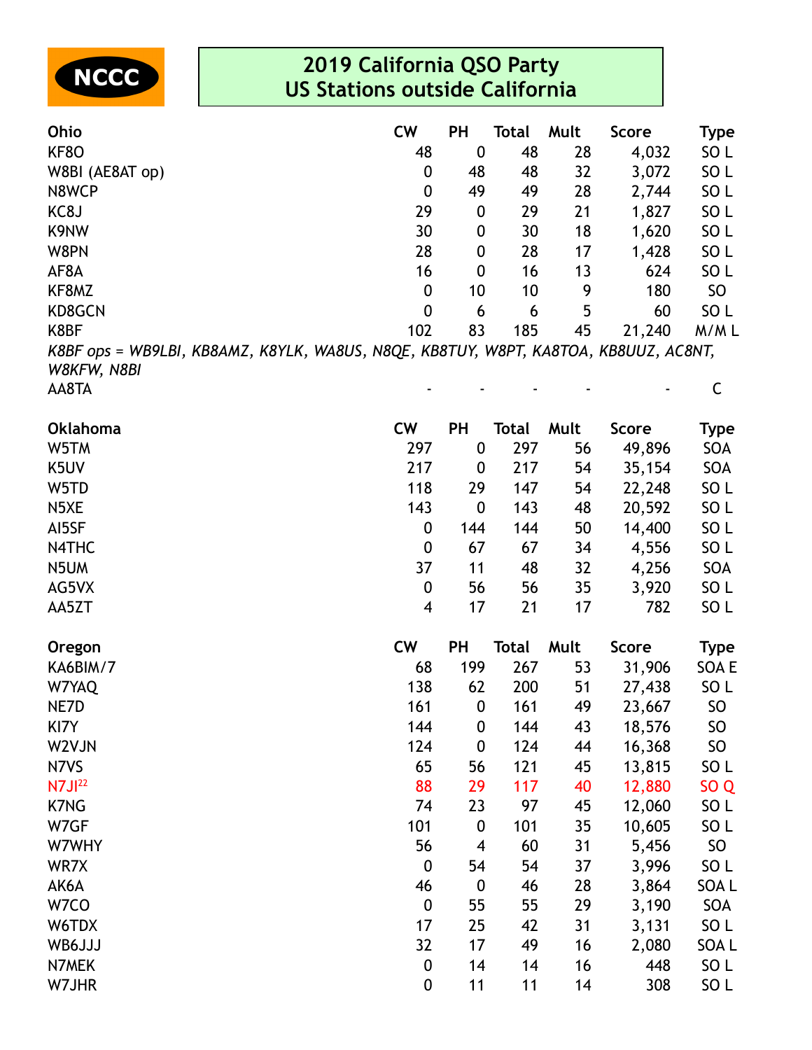NCCC

# 2019 California QSO Party
# US Stations outside California

| Ohio | CW | PH | Total | Mult | Score | Type |
|---|---|---|---|---|---|---|
| KF8O | 48 | 0 | 48 | 28 | 4,032 | SO L |
| W8BI (AE8AT op) | 0 | 48 | 48 | 32 | 3,072 | SO L |
| N8WCP | 0 | 49 | 49 | 28 | 2,744 | SO L |
| KC8J | 29 | 0 | 29 | 21 | 1,827 | SO L |
| K9NW | 30 | 0 | 30 | 18 | 1,620 | SO L |
| W8PN | 28 | 0 | 28 | 17 | 1,428 | SO L |
| AF8A | 16 | 0 | 16 | 13 | 624 | SO L |
| KF8MZ | 0 | 10 | 10 | 9 | 180 | SO |
| KD8GCN | 0 | 6 | 6 | 5 | 60 | SO L |
| K8BF | 102 | 83 | 185 | 45 | 21,240 | M/M L |

*K8BF ops = WB9LBI, KB8AMZ, K8YLK, WA8US, N8QE, KB8TUY, W8PT, KA8TOA, KB8UUZ, AC8NT, W8KFW, N8BI*

| Ohio | CW | PH | Total | Mult | Score | Type |
|---|---|---|---|---|---|---|
| AA8TA | - | - | - | - | - | C |

| Oklahoma | CW | PH | Total | Mult | Score | Type |
|---|---|---|---|---|---|---|
| W5TM | 297 | 0 | 297 | 56 | 49,896 | SOA |
| K5UV | 217 | 0 | 217 | 54 | 35,154 | SOA |
| W5TD | 118 | 29 | 147 | 54 | 22,248 | SO L |
| N5XE | 143 | 0 | 143 | 48 | 20,592 | SO L |
| AI5SF | 0 | 144 | 144 | 50 | 14,400 | SO L |
| N4THC | 0 | 67 | 67 | 34 | 4,556 | SO L |
| N5UM | 37 | 11 | 48 | 32 | 4,256 | SOA |
| AG5VX | 0 | 56 | 56 | 35 | 3,920 | SO L |
| AA5ZT | 4 | 17 | 21 | 17 | 782 | SO L |

| Oregon | CW | PH | Total | Mult | Score | Type |
|---|---|---|---|---|---|---|
| KA6BIM/7 | 68 | 199 | 267 | 53 | 31,906 | SOA E |
| W7YAQ | 138 | 62 | 200 | 51 | 27,438 | SO L |
| NE7D | 161 | 0 | 161 | 49 | 23,667 | SO |
| KI7Y | 144 | 0 | 144 | 43 | 18,576 | SO |
| W2VJN | 124 | 0 | 124 | 44 | 16,368 | SO |
| N7VS | 65 | 56 | 121 | 45 | 13,815 | SO L |
| N7JI[22] | 88 | 29 | 117 | 40 | 12,880 | SO Q |
| K7NG | 74 | 23 | 97 | 45 | 12,060 | SO L |
| W7GF | 101 | 0 | 101 | 35 | 10,605 | SO L |
| W7WHY | 56 | 4 | 60 | 31 | 5,456 | SO |
| WR7X | 0 | 54 | 54 | 37 | 3,996 | SO L |
| AK6A | 46 | 0 | 46 | 28 | 3,864 | SOA L |
| W7CO | 0 | 55 | 55 | 29 | 3,190 | SOA |
| W6TDX | 17 | 25 | 42 | 31 | 3,131 | SO L |
| WB6JJJ | 32 | 17 | 49 | 16 | 2,080 | SOA L |
| N7MEK | 0 | 14 | 14 | 16 | 448 | SO L |
| W7JHR | 0 | 11 | 11 | 14 | 308 | SO L |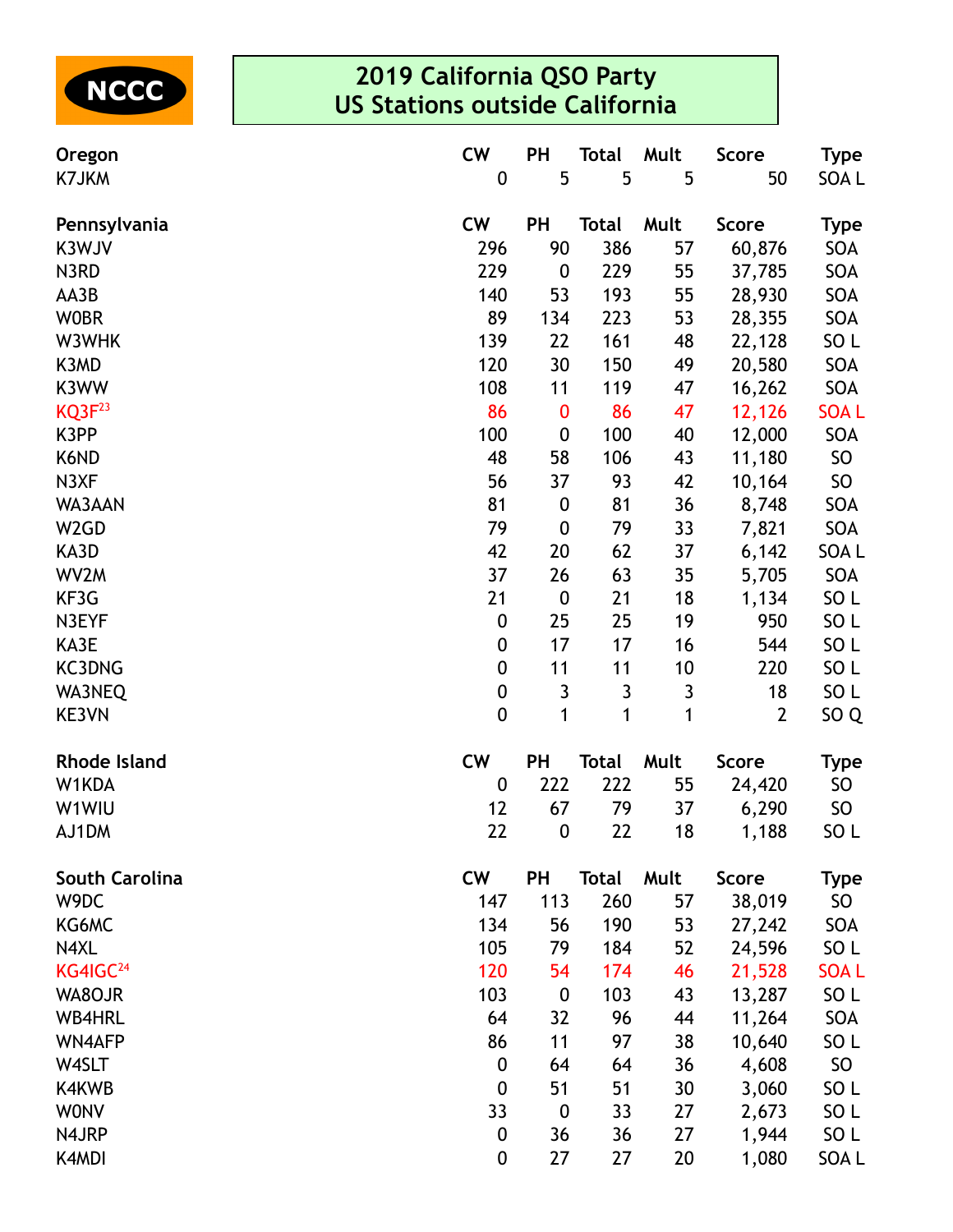NCCC

# 2019 California QSO Party
## US Stations outside California

| Oregon | CW | PH | Total | Mult | Score | Type |
|---|---|---|---|---|---|---|
| K7JKM | 0 | 5 | 5 | 5 | 50 | SOA L |

| Pennsylvania | CW | PH | Total | Mult | Score | Type |
|---|---|---|---|---|---|---|
| K3WJV | 296 | 90 | 386 | 57 | 60,876 | SOA |
| N3RD | 229 | 0 | 229 | 55 | 37,785 | SOA |
| AA3B | 140 | 53 | 193 | 55 | 28,930 | SOA |
| W0BR | 89 | 134 | 223 | 53 | 28,355 | SOA |
| W3WHK | 139 | 22 | 161 | 48 | 22,128 | SO L |
| K3MD | 120 | 30 | 150 | 49 | 20,580 | SOA |
| K3WW | 108 | 11 | 119 | 47 | 16,262 | SOA |
| KQ3F[23] | 86 | 0 | 86 | 47 | 12,126 | SOA L |
| K3PP | 100 | 0 | 100 | 40 | 12,000 | SOA |
| K6ND | 48 | 58 | 106 | 43 | 11,180 | SO |
| N3XF | 56 | 37 | 93 | 42 | 10,164 | SO |
| WA3AAN | 81 | 0 | 81 | 36 | 8,748 | SOA |
| W2GD | 79 | 0 | 79 | 33 | 7,821 | SOA |
| KA3D | 42 | 20 | 62 | 37 | 6,142 | SOA L |
| WV2M | 37 | 26 | 63 | 35 | 5,705 | SOA |
| KF3G | 21 | 0 | 21 | 18 | 1,134 | SO L |
| N3EYF | 0 | 25 | 25 | 19 | 950 | SO L |
| KA3E | 0 | 17 | 17 | 16 | 544 | SO L |
| KC3DNG | 0 | 11 | 11 | 10 | 220 | SO L |
| WA3NEQ | 0 | 3 | 3 | 3 | 18 | SO L |
| KE3VN | 0 | 1 | 1 | 1 | 2 | SO Q |

| Rhode Island | CW | PH | Total | Mult | Score | Type |
|---|---|---|---|---|---|---|
| W1KDA | 0 | 222 | 222 | 55 | 24,420 | SO |
| W1WIU | 12 | 67 | 79 | 37 | 6,290 | SO |
| AJ1DM | 22 | 0 | 22 | 18 | 1,188 | SO L |

| South Carolina | CW | PH | Total | Mult | Score | Type |
|---|---|---|---|---|---|---|
| W9DC | 147 | 113 | 260 | 57 | 38,019 | SO |
| KG6MC | 134 | 56 | 190 | 53 | 27,242 | SOA |
| N4XL | 105 | 79 | 184 | 52 | 24,596 | SO L |
| KG4IGC[24] | 120 | 54 | 174 | 46 | 21,528 | SOA L |
| WA8OJR | 103 | 0 | 103 | 43 | 13,287 | SO L |
| WB4HRL | 64 | 32 | 96 | 44 | 11,264 | SOA |
| WN4AFP | 86 | 11 | 97 | 38 | 10,640 | SO L |
| W4SLT | 0 | 64 | 64 | 36 | 4,608 | SO |
| K4KWB | 0 | 51 | 51 | 30 | 3,060 | SO L |
| W0NV | 33 | 0 | 33 | 27 | 2,673 | SO L |
| N4JRP | 0 | 36 | 36 | 27 | 1,944 | SO L |
| K4MDI | 0 | 27 | 27 | 20 | 1,080 | SOA L |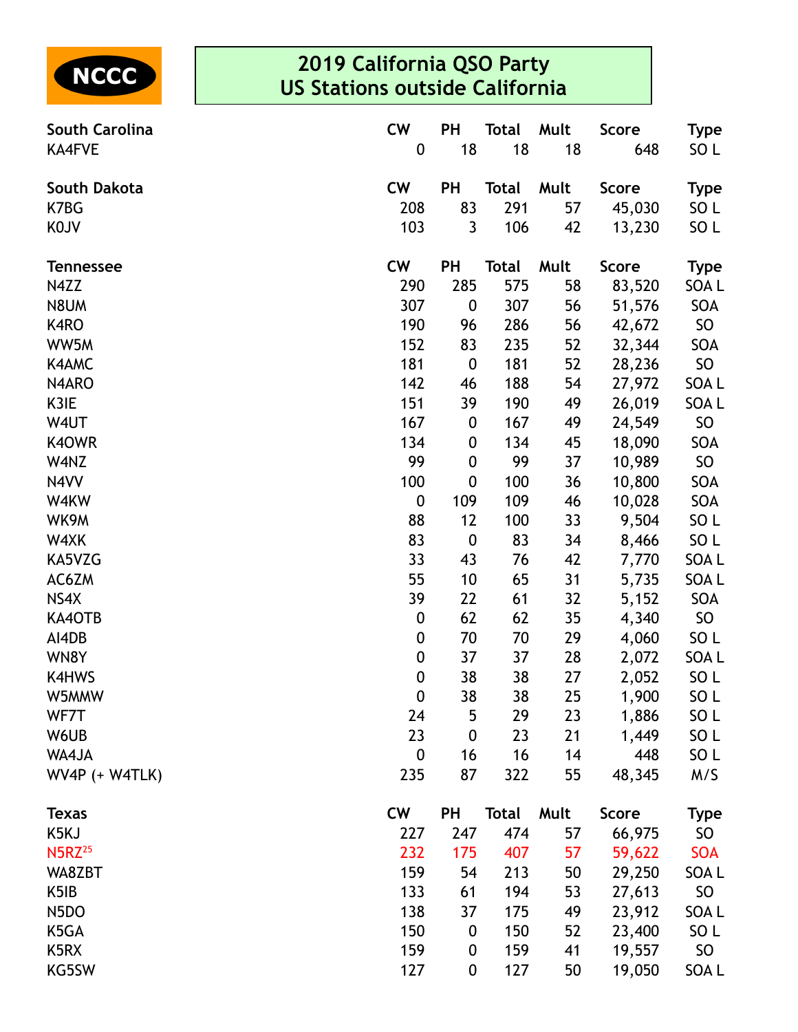NCCC

# 2019 California QSO Party
## US Stations outside California

| South Carolina | CW | PH | Total | Mult | Score | Type |
|---|---|---|---|---|---|---|
| KA4FVE | 0 | 18 | 18 | 18 | 648 | SO L |

| South Dakota | CW | PH | Total | Mult | Score | Type |
|---|---|---|---|---|---|---|
| K7BG | 208 | 83 | 291 | 57 | 45,030 | SO L |
| K0JV | 103 | 3 | 106 | 42 | 13,230 | SO L |

| Tennessee | CW | PH | Total | Mult | Score | Type |
|---|---|---|---|---|---|---|
| N4ZZ | 290 | 285 | 575 | 58 | 83,520 | SOA L |
| N8UM | 307 | 0 | 307 | 56 | 51,576 | SOA |
| K4RO | 190 | 96 | 286 | 56 | 42,672 | SO |
| WW5M | 152 | 83 | 235 | 52 | 32,344 | SOA |
| K4AMC | 181 | 0 | 181 | 52 | 28,236 | SO |
| N4ARO | 142 | 46 | 188 | 54 | 27,972 | SOA L |
| K3IE | 151 | 39 | 190 | 49 | 26,019 | SOA L |
| W4UT | 167 | 0 | 167 | 49 | 24,549 | SO |
| K4OWR | 134 | 0 | 134 | 45 | 18,090 | SOA |
| W4NZ | 99 | 0 | 99 | 37 | 10,989 | SO |
| N4VV | 100 | 0 | 100 | 36 | 10,800 | SOA |
| W4KW | 0 | 109 | 109 | 46 | 10,028 | SOA |
| WK9M | 88 | 12 | 100 | 33 | 9,504 | SO L |
| W4XK | 83 | 0 | 83 | 34 | 8,466 | SO L |
| KA5VZG | 33 | 43 | 76 | 42 | 7,770 | SOA L |
| AC6ZM | 55 | 10 | 65 | 31 | 5,735 | SOA L |
| NS4X | 39 | 22 | 61 | 32 | 5,152 | SOA |
| KA4OTB | 0 | 62 | 62 | 35 | 4,340 | SO |
| AI4DB | 0 | 70 | 70 | 29 | 4,060 | SO L |
| WN8Y | 0 | 37 | 37 | 28 | 2,072 | SOA L |
| K4HWS | 0 | 38 | 38 | 27 | 2,052 | SO L |
| W5MMW | 0 | 38 | 38 | 25 | 1,900 | SO L |
| WF7T | 24 | 5 | 29 | 23 | 1,886 | SO L |
| W6UB | 23 | 0 | 23 | 21 | 1,449 | SO L |
| WA4JA | 0 | 16 | 16 | 14 | 448 | SO L |
| WV4P (+ W4TLK) | 235 | 87 | 322 | 55 | 48,345 | M/S |

| Texas | CW | PH | Total | Mult | Score | Type |
|---|---|---|---|---|---|---|
| K5KJ | 227 | 247 | 474 | 57 | 66,975 | SO |
| N5RZ[25] | 232 | 175 | 407 | 57 | 59,622 | SOA |
| WA8ZBT | 159 | 54 | 213 | 50 | 29,250 | SOA L |
| K5IB | 133 | 61 | 194 | 53 | 27,613 | SO |
| N5DO | 138 | 37 | 175 | 49 | 23,912 | SOA L |
| K5GA | 150 | 0 | 150 | 52 | 23,400 | SO L |
| K5RX | 159 | 0 | 159 | 41 | 19,557 | SO |
| KG5SW | 127 | 0 | 127 | 50 | 19,050 | SOA L |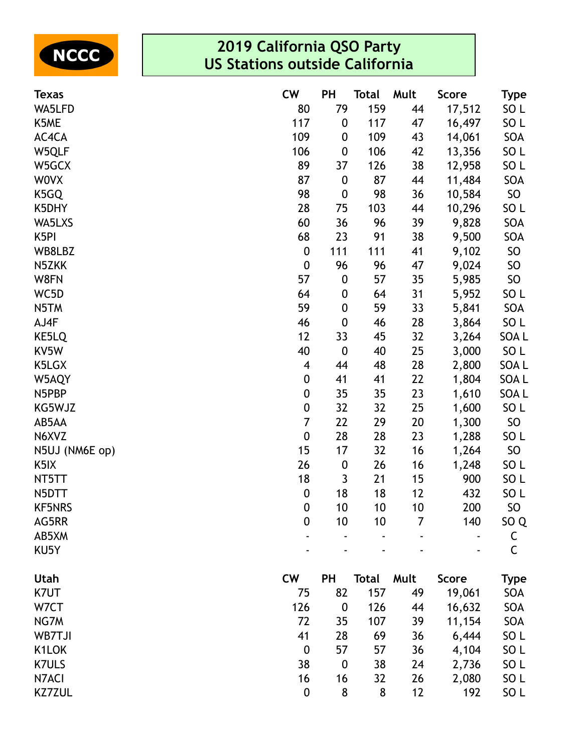NCCC

# 2019 California QSO Party
## US Stations outside California

| Texas | CW | PH | Total | Mult | Score | Type |
|---|---|---|---|---|---|---|
| WA5LFD | 80 | 79 | 159 | 44 | 17,512 | SO L |
| K5ME | 117 | 0 | 117 | 47 | 16,497 | SO L |
| AC4CA | 109 | 0 | 109 | 43 | 14,061 | SOA |
| W5QLF | 106 | 0 | 106 | 42 | 13,356 | SO L |
| W5GCX | 89 | 37 | 126 | 38 | 12,958 | SO L |
| W0VX | 87 | 0 | 87 | 44 | 11,484 | SOA |
| K5GQ | 98 | 0 | 98 | 36 | 10,584 | SO |
| K5DHY | 28 | 75 | 103 | 44 | 10,296 | SO L |
| WA5LXS | 60 | 36 | 96 | 39 | 9,828 | SOA |
| K5PI | 68 | 23 | 91 | 38 | 9,500 | SOA |
| WB8LBZ | 0 | 111 | 111 | 41 | 9,102 | SO |
| N5ZKK | 0 | 96 | 96 | 47 | 9,024 | SO |
| W8FN | 57 | 0 | 57 | 35 | 5,985 | SO |
| WC5D | 64 | 0 | 64 | 31 | 5,952 | SO L |
| N5TM | 59 | 0 | 59 | 33 | 5,841 | SOA |
| AJ4F | 46 | 0 | 46 | 28 | 3,864 | SO L |
| KE5LQ | 12 | 33 | 45 | 32 | 3,264 | SOA L |
| KV5W | 40 | 0 | 40 | 25 | 3,000 | SO L |
| K5LGX | 4 | 44 | 48 | 28 | 2,800 | SOA L |
| W5AQY | 0 | 41 | 41 | 22 | 1,804 | SOA L |
| N5PBP | 0 | 35 | 35 | 23 | 1,610 | SOA L |
| KG5WJZ | 0 | 32 | 32 | 25 | 1,600 | SO L |
| AB5AA | 7 | 22 | 29 | 20 | 1,300 | SO |
| N6XVZ | 0 | 28 | 28 | 23 | 1,288 | SO L |
| N5UJ (NM6E op) | 15 | 17 | 32 | 16 | 1,264 | SO |
| K5IX | 26 | 0 | 26 | 16 | 1,248 | SO L |
| NT5TT | 18 | 3 | 21 | 15 | 900 | SO L |
| N5DTT | 0 | 18 | 18 | 12 | 432 | SO L |
| KF5NRS | 0 | 10 | 10 | 10 | 200 | SO |
| AG5RR | 0 | 10 | 10 | 7 | 140 | SO Q |
| AB5XM | - | - | - | - | - | C |
| KU5Y | - | - | - | - | - | C |

| Utah | CW | PH | Total | Mult | Score | Type |
|---|---|---|---|---|---|---|
| K7UT | 75 | 82 | 157 | 49 | 19,061 | SOA |
| W7CT | 126 | 0 | 126 | 44 | 16,632 | SOA |
| NG7M | 72 | 35 | 107 | 39 | 11,154 | SOA |
| WB7TJI | 41 | 28 | 69 | 36 | 6,444 | SO L |
| K1LOK | 0 | 57 | 57 | 36 | 4,104 | SO L |
| K7ULS | 38 | 0 | 38 | 24 | 2,736 | SO L |
| N7ACI | 16 | 16 | 32 | 26 | 2,080 | SO L |
| KZ7ZUL | 0 | 8 | 8 | 12 | 192 | SO L |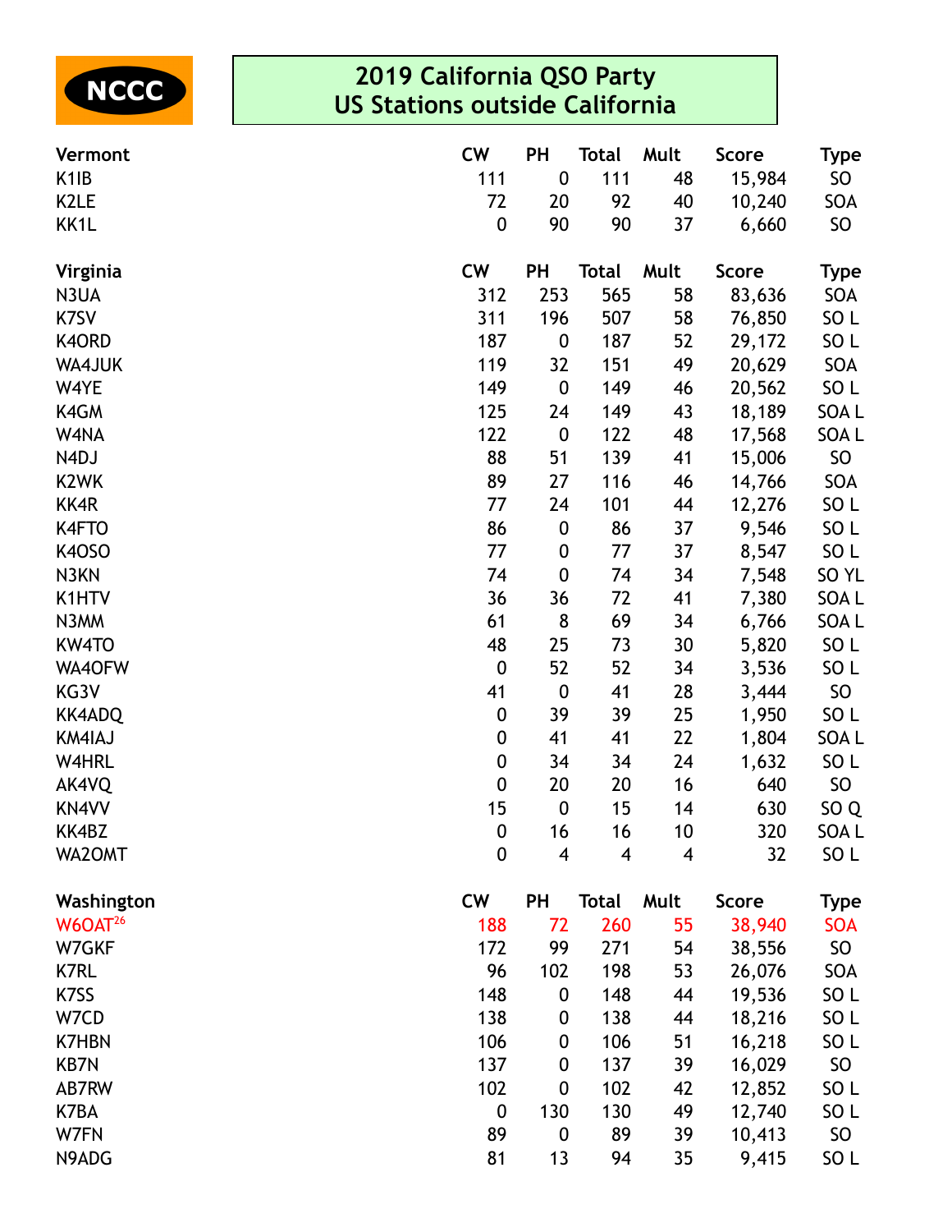NCCC

# 2019 California QSO Party
## US Stations outside California

| Vermont | CW | PH | Total | Mult | Score | Type |
|---|---|---|---|---|---|---|
| K1IB | 111 | 0 | 111 | 48 | 15,984 | SO |
| K2LE | 72 | 20 | 92 | 40 | 10,240 | SOA |
| KK1L | 0 | 90 | 90 | 37 | 6,660 | SO |

| Virginia | CW | PH | Total | Mult | Score | Type |
|---|---|---|---|---|---|---|
| N3UA | 312 | 253 | 565 | 58 | 83,636 | SOA |
| K7SV | 311 | 196 | 507 | 58 | 76,850 | SO L |
| K4ORD | 187 | 0 | 187 | 52 | 29,172 | SO L |
| WA4JUK | 119 | 32 | 151 | 49 | 20,629 | SOA |
| W4YE | 149 | 0 | 149 | 46 | 20,562 | SO L |
| K4GM | 125 | 24 | 149 | 43 | 18,189 | SOA L |
| W4NA | 122 | 0 | 122 | 48 | 17,568 | SOA L |
| N4DJ | 88 | 51 | 139 | 41 | 15,006 | SO |
| K2WK | 89 | 27 | 116 | 46 | 14,766 | SOA |
| KK4R | 77 | 24 | 101 | 44 | 12,276 | SO L |
| K4FTO | 86 | 0 | 86 | 37 | 9,546 | SO L |
| K4OSO | 77 | 0 | 77 | 37 | 8,547 | SO L |
| N3KN | 74 | 0 | 74 | 34 | 7,548 | SO YL |
| K1HTV | 36 | 36 | 72 | 41 | 7,380 | SOA L |
| N3MM | 61 | 8 | 69 | 34 | 6,766 | SOA L |
| KW4TO | 48 | 25 | 73 | 30 | 5,820 | SO L |
| WA4OFW | 0 | 52 | 52 | 34 | 3,536 | SO L |
| KG3V | 41 | 0 | 41 | 28 | 3,444 | SO |
| KK4ADQ | 0 | 39 | 39 | 25 | 1,950 | SO L |
| KM4IAJ | 0 | 41 | 41 | 22 | 1,804 | SOA L |
| W4HRL | 0 | 34 | 34 | 24 | 1,632 | SO L |
| AK4VQ | 0 | 20 | 20 | 16 | 640 | SO |
| KN4VV | 15 | 0 | 15 | 14 | 630 | SO Q |
| KK4BZ | 0 | 16 | 16 | 10 | 320 | SOA L |
| WA2OMT | 0 | 4 | 4 | 4 | 32 | SO L |

| Washington | CW | PH | Total | Mult | Score | Type |
|---|---|---|---|---|---|---|
| W6OAT[26] | 188 | 72 | 260 | 55 | 38,940 | SOA |
| W7GKF | 172 | 99 | 271 | 54 | 38,556 | SO |
| K7RL | 96 | 102 | 198 | 53 | 26,076 | SOA |
| K7SS | 148 | 0 | 148 | 44 | 19,536 | SO L |
| W7CD | 138 | 0 | 138 | 44 | 18,216 | SO L |
| K7HBN | 106 | 0 | 106 | 51 | 16,218 | SO L |
| KB7N | 137 | 0 | 137 | 39 | 16,029 | SO |
| AB7RW | 102 | 0 | 102 | 42 | 12,852 | SO L |
| K7BA | 0 | 130 | 130 | 49 | 12,740 | SO L |
| W7FN | 89 | 0 | 89 | 39 | 10,413 | SO |
| N9ADG | 81 | 13 | 94 | 35 | 9,415 | SO L |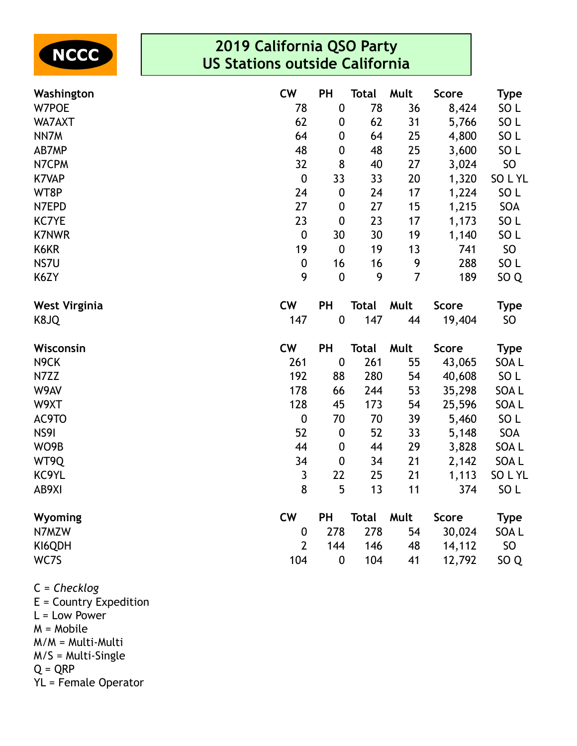NCCC

# 2019 California QSO Party
## US Stations outside California

| Washington | CW | PH | Total | Mult | Score | Type |
|---|---|---|---|---|---|---|
| W7POE | 78 | 0 | 78 | 36 | 8,424 | SO L |
| WA7AXT | 62 | 0 | 62 | 31 | 5,766 | SO L |
| NN7M | 64 | 0 | 64 | 25 | 4,800 | SO L |
| AB7MP | 48 | 0 | 48 | 25 | 3,600 | SO L |
| N7CPM | 32 | 8 | 40 | 27 | 3,024 | SO |
| K7VAP | 0 | 33 | 33 | 20 | 1,320 | SO L YL |
| WT8P | 24 | 0 | 24 | 17 | 1,224 | SO L |
| N7EPD | 27 | 0 | 27 | 15 | 1,215 | SOA |
| KC7YE | 23 | 0 | 23 | 17 | 1,173 | SO L |
| K7NWR | 0 | 30 | 30 | 19 | 1,140 | SO L |
| K6KR | 19 | 0 | 19 | 13 | 741 | SO |
| NS7U | 0 | 16 | 16 | 9 | 288 | SO L |
| K6ZY | 9 | 0 | 9 | 7 | 189 | SO Q |

| West Virginia | CW | PH | Total | Mult | Score | Type |
|---|---|---|---|---|---|---|
| K8JQ | 147 | 0 | 147 | 44 | 19,404 | SO |

| Wisconsin | CW | PH | Total | Mult | Score | Type |
|---|---|---|---|---|---|---|
| N9CK | 261 | 0 | 261 | 55 | 43,065 | SOA L |
| N7ZZ | 192 | 88 | 280 | 54 | 40,608 | SO L |
| W9AV | 178 | 66 | 244 | 53 | 35,298 | SOA L |
| W9XT | 128 | 45 | 173 | 54 | 25,596 | SOA L |
| AC9TO | 0 | 70 | 70 | 39 | 5,460 | SO L |
| NS9I | 52 | 0 | 52 | 33 | 5,148 | SOA |
| WO9B | 44 | 0 | 44 | 29 | 3,828 | SOA L |
| WT9Q | 34 | 0 | 34 | 21 | 2,142 | SOA L |
| KC9YL | 3 | 22 | 25 | 21 | 1,113 | SO L YL |
| AB9XI | 8 | 5 | 13 | 11 | 374 | SO L |

| Wyoming | CW | PH | Total | Mult | Score | Type |
|---|---|---|---|---|---|---|
| N7MZW | 0 | 278 | 278 | 54 | 30,024 | SOA L |
| KI6QDH | 2 | 144 | 146 | 48 | 14,112 | SO |
| WC7S | 104 | 0 | 104 | 41 | 12,792 | SO Q |

C = *Checklog*
E = Country Expedition
L = Low Power
M = Mobile
M/M = Multi-Multi
M/S = Multi-Single
Q = QRP
YL = Female Operator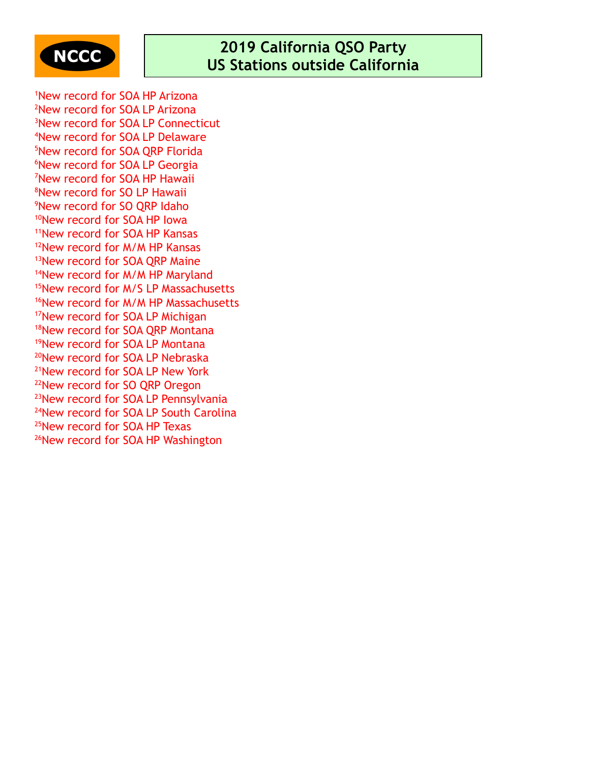NCCC

# 2019 California QSO Party
# US Stations outside California

[1]New record for SOA HP Arizona
[2]New record for SOA LP Arizona
[3]New record for SOA LP Connecticut
[4]New record for SOA LP Delaware
[5]New record for SOA QRP Florida
[6]New record for SOA LP Georgia
[7]New record for SOA HP Hawaii
[8]New record for SO LP Hawaii
[9]New record for SO QRP Idaho
[10]New record for SOA HP Iowa
[11]New record for SOA HP Kansas
[12]New record for M/M HP Kansas
[13]New record for SOA QRP Maine
[14]New record for M/M HP Maryland
[15]New record for M/S LP Massachusetts
[16]New record for M/M HP Massachusetts
[17]New record for SOA LP Michigan
[18]New record for SOA QRP Montana
[19]New record for SOA LP Montana
[20]New record for SOA LP Nebraska
[21]New record for SOA LP New York
[22]New record for SO QRP Oregon
[23]New record for SOA LP Pennsylvania
[24]New record for SOA LP South Carolina
[25]New record for SOA HP Texas
[26]New record for SOA HP Washington